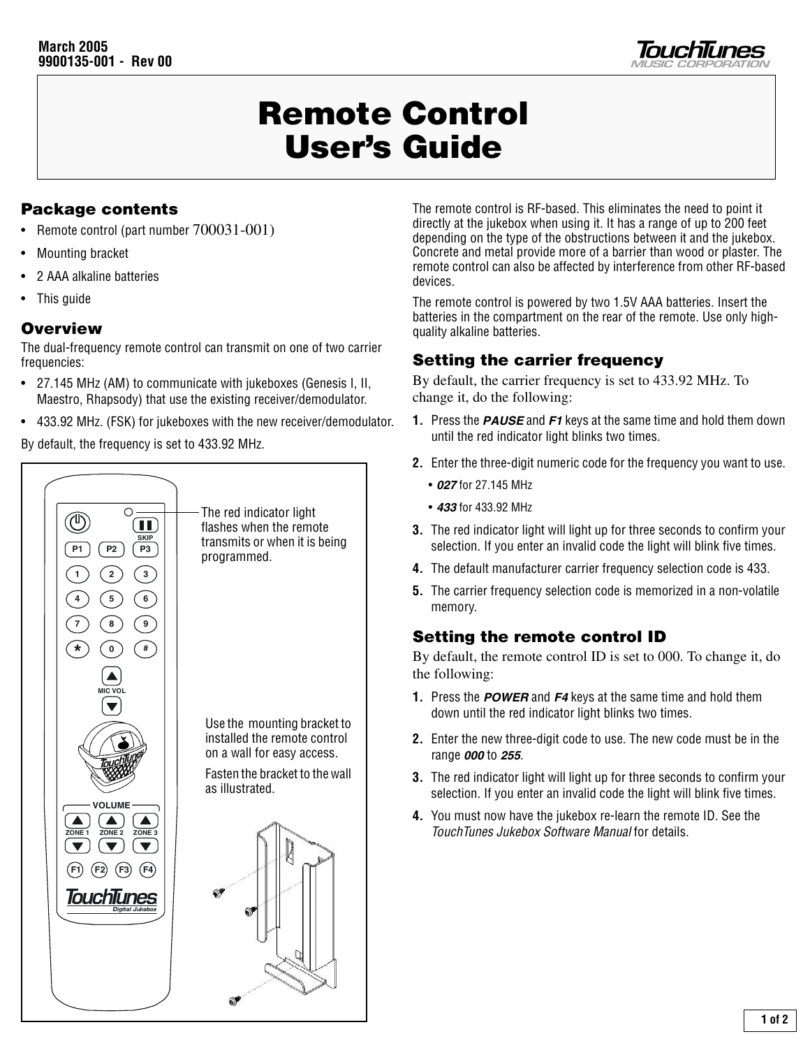March 2005
9900135-001 - Rev 00

# Remote Control User's Guide

## Package contents

- Remote control (part number 700031-001)
- Mounting bracket
- 2 AAA alkaline batteries
- This guide

## Overview

The dual-frequency remote control can transmit on one of two carrier frequencies:

- 27.145 MHz (AM) to communicate with jukeboxes (Genesis I, II, Maestro, Rhapsody) that use the existing receiver/demodulator.
- 433.92 MHz. (FSK) for jukeboxes with the new receiver/demodulator.

By default, the frequency is set to 433.92 MHz.

The red indicator light flashes when the remote transmits or when it is being programmed.

Use the mounting bracket to installed the remote control on a wall for easy access.

Fasten the bracket to the wall as illustrated.

The remote control is RF-based. This eliminates the need to point it directly at the jukebox when using it. It has a range of up to 200 feet depending on the type of the obstructions between it and the jukebox. Concrete and metal provide more of a barrier than wood or plaster. The remote control can also be affected by interference from other RF-based devices.

The remote control is powered by two 1.5V AAA batteries. Insert the batteries in the compartment on the rear of the remote. Use only high-quality alkaline batteries.

## Setting the carrier frequency

By default, the carrier frequency is set to 433.92 MHz. To change it, do the following:

1. Press the ***PAUSE*** and ***F1*** keys at the same time and hold them down until the red indicator light blinks two times.
2. Enter the three-digit numeric code for the frequency you want to use.
   - ***027*** for 27.145 MHz
   - ***433*** for 433.92 MHz
3. The red indicator light will light up for three seconds to confirm your selection. If you enter an invalid code the light will blink five times.
4. The default manufacturer carrier frequency selection code is 433.
5. The carrier frequency selection code is memorized in a non-volatile memory.

## Setting the remote control ID

By default, the remote control ID is set to 000. To change it, do the following:

1. Press the ***POWER*** and ***F4*** keys at the same time and hold them down until the red indicator light blinks two times.
2. Enter the new three-digit code to use. The new code must be in the range ***000*** to ***255***.
3. The red indicator light will light up for three seconds to confirm your selection. If you enter an invalid code the light will blink five times.
4. You must now have the jukebox re-learn the remote ID. See the *TouchTunes Jukebox Software Manual* for details.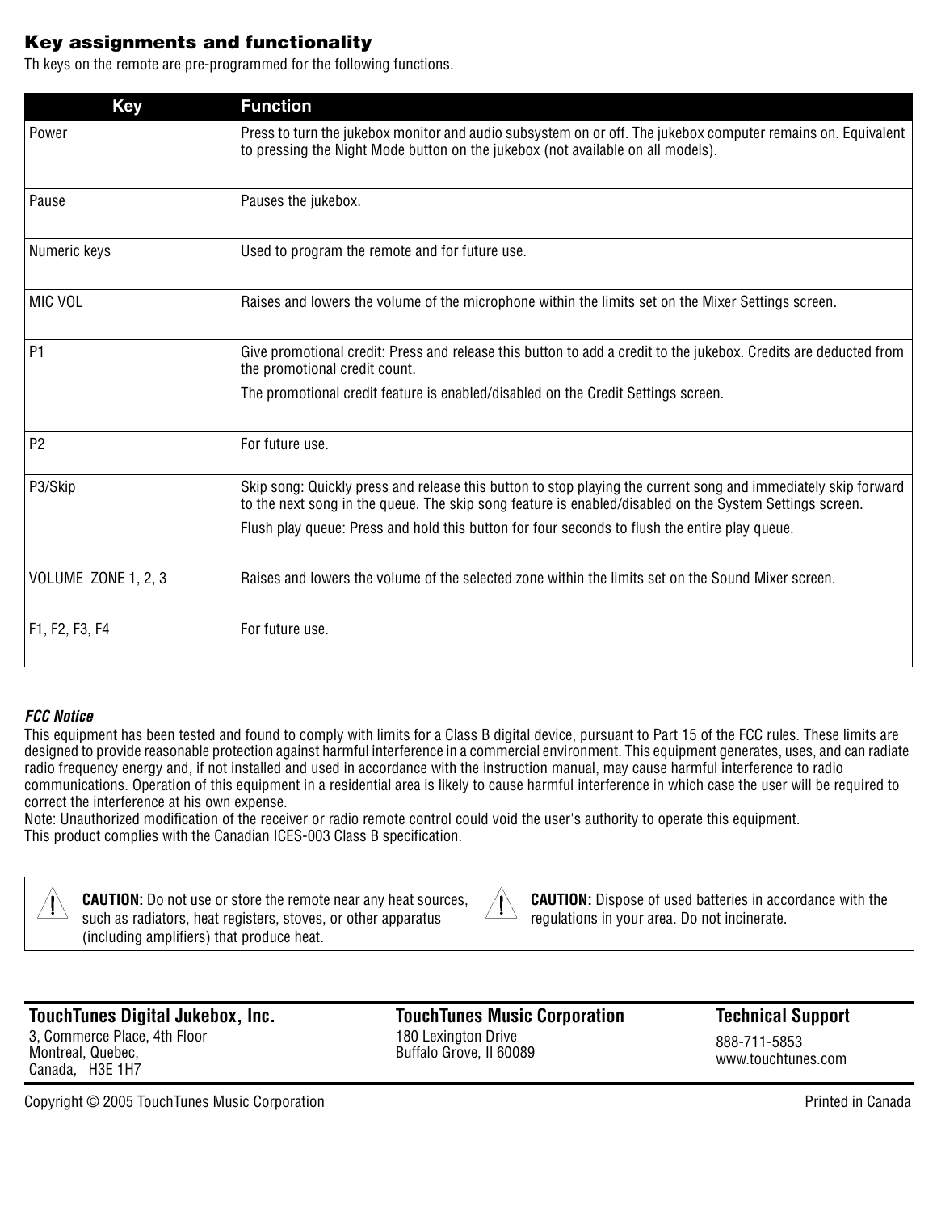## Key assignments and functionality

Th keys on the remote are pre-programmed for the following functions.

| Key | Function |
|---|---|
| Power | Press to turn the jukebox monitor and audio subsystem on or off. The jukebox computer remains on. Equivalent to pressing the Night Mode button on the jukebox (not available on all models). |
| Pause | Pauses the jukebox. |
| Numeric keys | Used to program the remote and for future use. |
| MIC VOL | Raises and lowers the volume of the microphone within the limits set on the Mixer Settings screen. |
| P1 | Give promotional credit: Press and release this button to add a credit to the jukebox. Credits are deducted from the promotional credit count.<br>The promotional credit feature is enabled/disabled on the Credit Settings screen. |
| P2 | For future use. |
| P3/Skip | Skip song: Quickly press and release this button to stop playing the current song and immediately skip forward to the next song in the queue. The skip song feature is enabled/disabled on the System Settings screen.<br>Flush play queue: Press and hold this button for four seconds to flush the entire play queue. |
| VOLUME ZONE 1, 2, 3 | Raises and lowers the volume of the selected zone within the limits set on the Sound Mixer screen. |
| F1, F2, F3, F4 | For future use. |

***FCC Notice***

This equipment has been tested and found to comply with limits for a Class B digital device, pursuant to Part 15 of the FCC rules. These limits are designed to provide reasonable protection against harmful interference in a commercial environment. This equipment generates, uses, and can radiate radio frequency energy and, if not installed and used in accordance with the instruction manual, may cause harmful interference to radio communications. Operation of this equipment in a residential area is likely to cause harmful interference in which case the user will be required to correct the interference at his own expense.
Note: Unauthorized modification of the receiver or radio remote control could void the user's authority to operate this equipment.
This product complies with the Canadian ICES-003 Class B specification.

**CAUTION:** Do not use or store the remote near any heat sources, such as radiators, heat registers, stoves, or other apparatus (including amplifiers) that produce heat.

**CAUTION:** Dispose of used batteries in accordance with the regulations in your area. Do not incinerate.

**TouchTunes Digital Jukebox, Inc.**
3, Commerce Place, 4th Floor
Montreal, Quebec,
Canada, H3E 1H7

**TouchTunes Music Corporation**
180 Lexington Drive
Buffalo Grove, Il 60089

**Technical Support**
888-711-5853
www.touchtunes.com

Copyright © 2005 TouchTunes Music Corporation

Printed in Canada